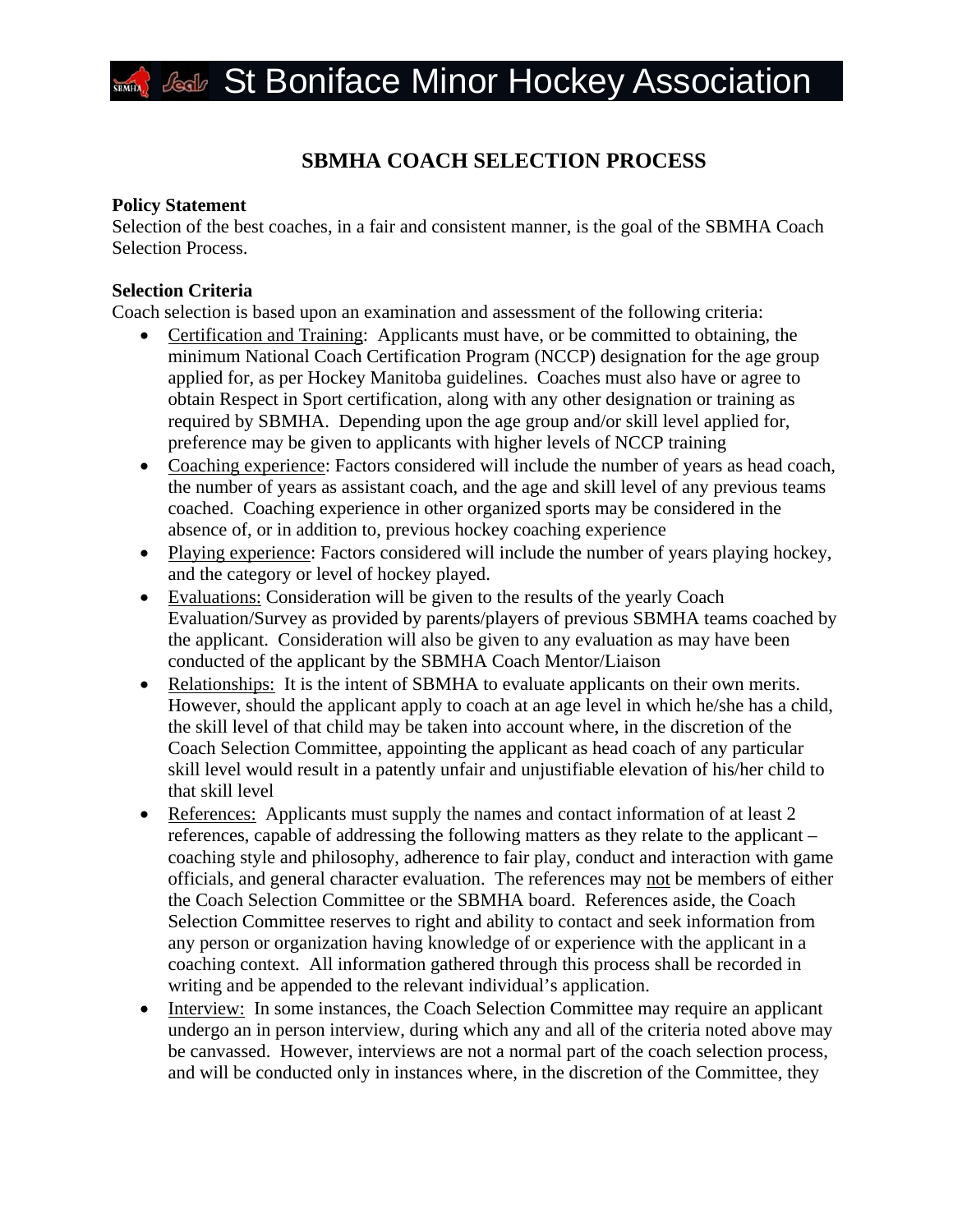# St Boniface Minor Hockey Association

## SBMHA COACH SELECTION PROCESS

**Policy Statement**
Selection of the best coaches, in a fair and consistent manner, is the goal of the SBMHA Coach Selection Process.

**Selection Criteria**
Coach selection is based upon an examination and assessment of the following criteria:

- Certification and Training: Applicants must have, or be committed to obtaining, the minimum National Coach Certification Program (NCCP) designation for the age group applied for, as per Hockey Manitoba guidelines. Coaches must also have or agree to obtain Respect in Sport certification, along with any other designation or training as required by SBMHA. Depending upon the age group and/or skill level applied for, preference may be given to applicants with higher levels of NCCP training
- Coaching experience: Factors considered will include the number of years as head coach, the number of years as assistant coach, and the age and skill level of any previous teams coached. Coaching experience in other organized sports may be considered in the absence of, or in addition to, previous hockey coaching experience
- Playing experience: Factors considered will include the number of years playing hockey, and the category or level of hockey played.
- Evaluations: Consideration will be given to the results of the yearly Coach Evaluation/Survey as provided by parents/players of previous SBMHA teams coached by the applicant. Consideration will also be given to any evaluation as may have been conducted of the applicant by the SBMHA Coach Mentor/Liaison
- Relationships: It is the intent of SBMHA to evaluate applicants on their own merits. However, should the applicant apply to coach at an age level in which he/she has a child, the skill level of that child may be taken into account where, in the discretion of the Coach Selection Committee, appointing the applicant as head coach of any particular skill level would result in a patently unfair and unjustifiable elevation of his/her child to that skill level
- References: Applicants must supply the names and contact information of at least 2 references, capable of addressing the following matters as they relate to the applicant – coaching style and philosophy, adherence to fair play, conduct and interaction with game officials, and general character evaluation. The references may not be members of either the Coach Selection Committee or the SBMHA board. References aside, the Coach Selection Committee reserves to right and ability to contact and seek information from any person or organization having knowledge of or experience with the applicant in a coaching context. All information gathered through this process shall be recorded in writing and be appended to the relevant individual's application.
- Interview: In some instances, the Coach Selection Committee may require an applicant undergo an in person interview, during which any and all of the criteria noted above may be canvassed. However, interviews are not a normal part of the coach selection process, and will be conducted only in instances where, in the discretion of the Committee, they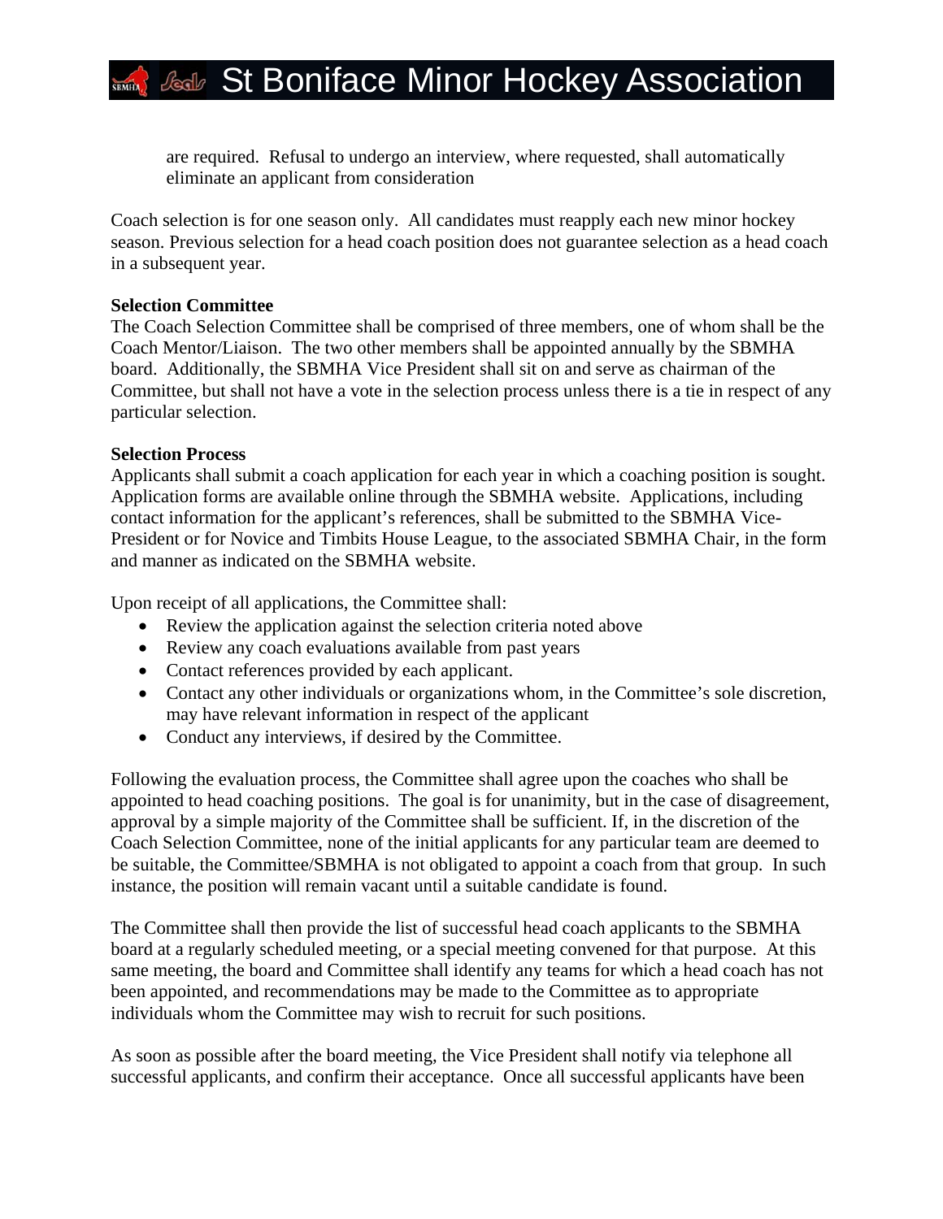are required.  Refusal to undergo an interview, where requested, shall automatically eliminate an applicant from consideration

Coach selection is for one season only.  All candidates must reapply each new minor hockey season. Previous selection for a head coach position does not guarantee selection as a head coach in a subsequent year.

**Selection Committee**

The Coach Selection Committee shall be comprised of three members, one of whom shall be the Coach Mentor/Liaison.  The two other members shall be appointed annually by the SBMHA board.  Additionally, the SBMHA Vice President shall sit on and serve as chairman of the Committee, but shall not have a vote in the selection process unless there is a tie in respect of any particular selection.

**Selection Process**

Applicants shall submit a coach application for each year in which a coaching position is sought. Application forms are available online through the SBMHA website.  Applications, including contact information for the applicant's references, shall be submitted to the SBMHA Vice-President or for Novice and Timbits House League, to the associated SBMHA Chair, in the form and manner as indicated on the SBMHA website.

Upon receipt of all applications, the Committee shall:

- Review the application against the selection criteria noted above
- Review any coach evaluations available from past years
- Contact references provided by each applicant.
- Contact any other individuals or organizations whom, in the Committee's sole discretion, may have relevant information in respect of the applicant
- Conduct any interviews, if desired by the Committee.

Following the evaluation process, the Committee shall agree upon the coaches who shall be appointed to head coaching positions.  The goal is for unanimity, but in the case of disagreement, approval by a simple majority of the Committee shall be sufficient. If, in the discretion of the Coach Selection Committee, none of the initial applicants for any particular team are deemed to be suitable, the Committee/SBMHA is not obligated to appoint a coach from that group.  In such instance, the position will remain vacant until a suitable candidate is found.

The Committee shall then provide the list of successful head coach applicants to the SBMHA board at a regularly scheduled meeting, or a special meeting convened for that purpose.  At this same meeting, the board and Committee shall identify any teams for which a head coach has not been appointed, and recommendations may be made to the Committee as to appropriate individuals whom the Committee may wish to recruit for such positions.

As soon as possible after the board meeting, the Vice President shall notify via telephone all successful applicants, and confirm their acceptance.  Once all successful applicants have been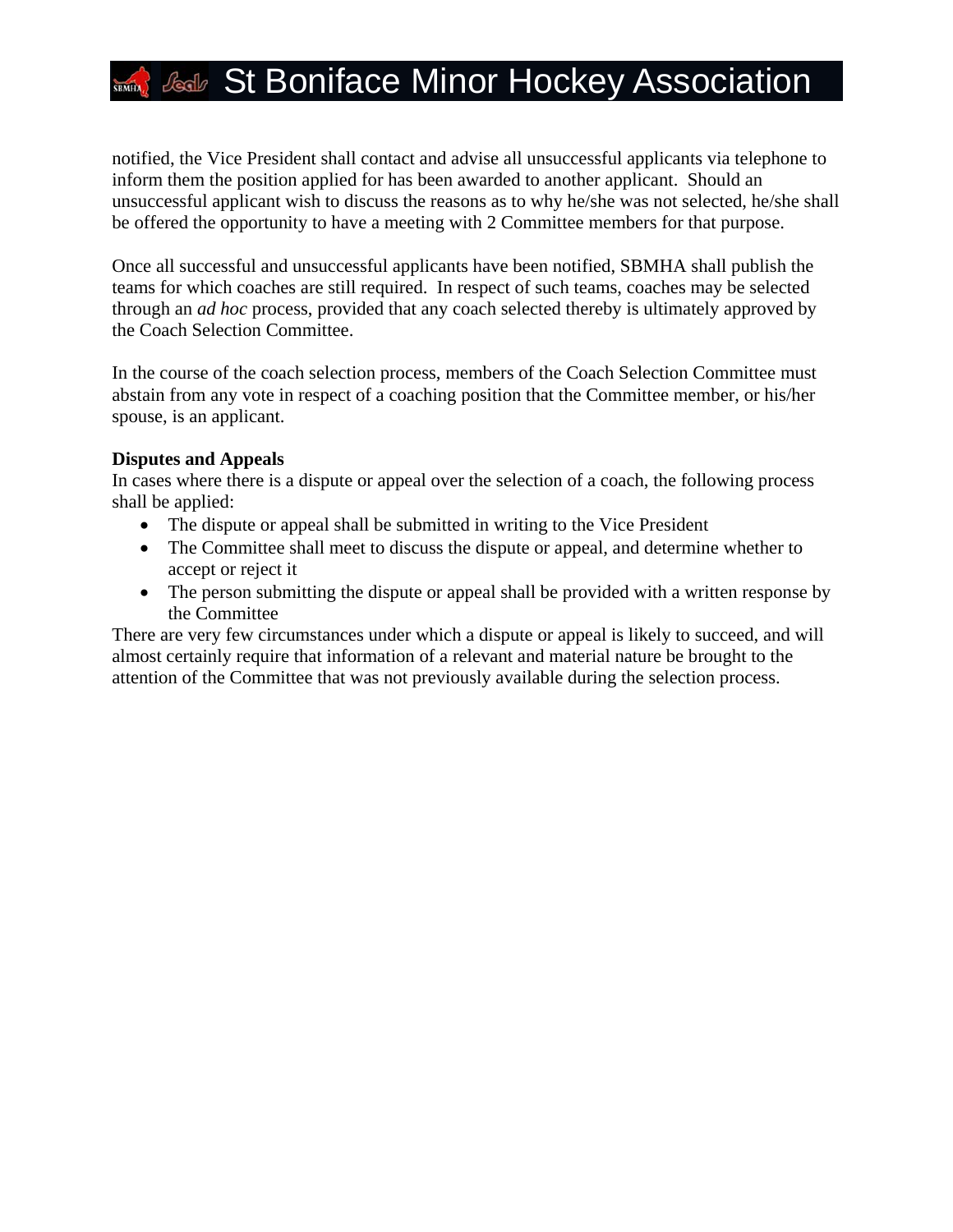notified, the Vice President shall contact and advise all unsuccessful applicants via telephone to inform them the position applied for has been awarded to another applicant. Should an unsuccessful applicant wish to discuss the reasons as to why he/she was not selected, he/she shall be offered the opportunity to have a meeting with 2 Committee members for that purpose.

Once all successful and unsuccessful applicants have been notified, SBMHA shall publish the teams for which coaches are still required. In respect of such teams, coaches may be selected through an *ad hoc* process, provided that any coach selected thereby is ultimately approved by the Coach Selection Committee.

In the course of the coach selection process, members of the Coach Selection Committee must abstain from any vote in respect of a coaching position that the Committee member, or his/her spouse, is an applicant.

**Disputes and Appeals**

In cases where there is a dispute or appeal over the selection of a coach, the following process shall be applied:

- The dispute or appeal shall be submitted in writing to the Vice President
- The Committee shall meet to discuss the dispute or appeal, and determine whether to accept or reject it
- The person submitting the dispute or appeal shall be provided with a written response by the Committee

There are very few circumstances under which a dispute or appeal is likely to succeed, and will almost certainly require that information of a relevant and material nature be brought to the attention of the Committee that was not previously available during the selection process.